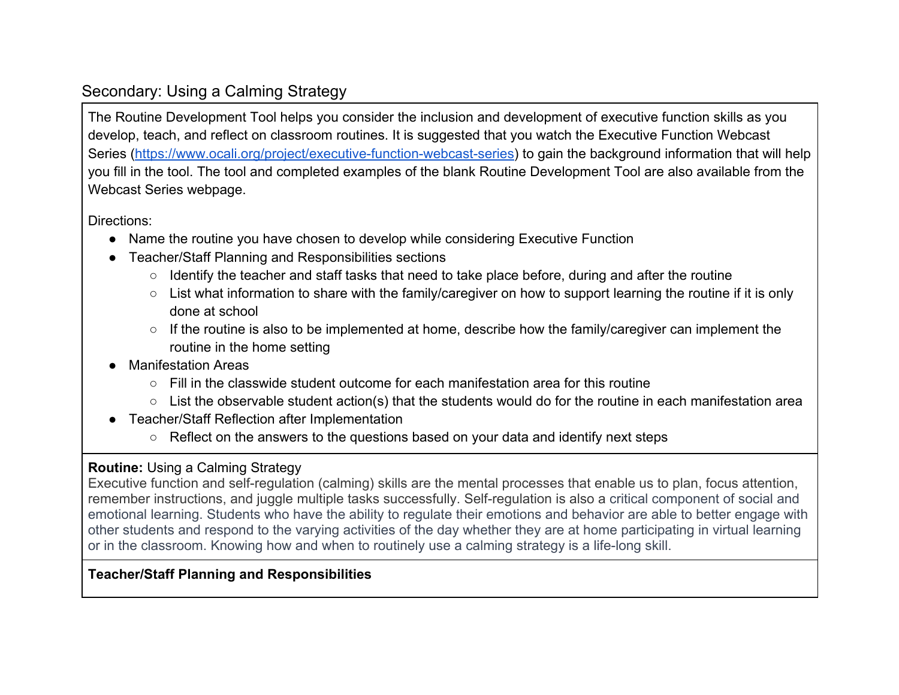## Secondary: Using a Calming Strategy

The Routine Development Tool helps you consider the inclusion and development of executive function skills as you develop, teach, and reflect on classroom routines. It is suggested that you watch the Executive Function Webcast Series (https://www.ocali.org/project/executive-function-webcast-series) to gain the background information that will help you fill in the tool. The tool and completed examples of the blank Routine Development Tool are also available from the Webcast Series webpage.

Directions:

- Name the routine you have chosen to develop while considering Executive Function
- Teacher/Staff Planning and Responsibilities sections
  - Identify the teacher and staff tasks that need to take place before, during and after the routine
  - List what information to share with the family/caregiver on how to support learning the routine if it is only done at school
  - If the routine is also to be implemented at home, describe how the family/caregiver can implement the routine in the home setting
- Manifestation Areas
  - Fill in the classwide student outcome for each manifestation area for this routine
  - List the observable student action(s) that the students would do for the routine in each manifestation area
- Teacher/Staff Reflection after Implementation
  - Reflect on the answers to the questions based on your data and identify next steps

**Routine:** Using a Calming Strategy

Executive function and self-regulation (calming) skills are the mental processes that enable us to plan, focus attention, remember instructions, and juggle multiple tasks successfully. Self-regulation is also a critical component of social and emotional learning. Students who have the ability to regulate their emotions and behavior are able to better engage with other students and respond to the varying activities of the day whether they are at home participating in virtual learning or in the classroom. Knowing how and when to routinely use a calming strategy is a life-long skill.

**Teacher/Staff Planning and Responsibilities**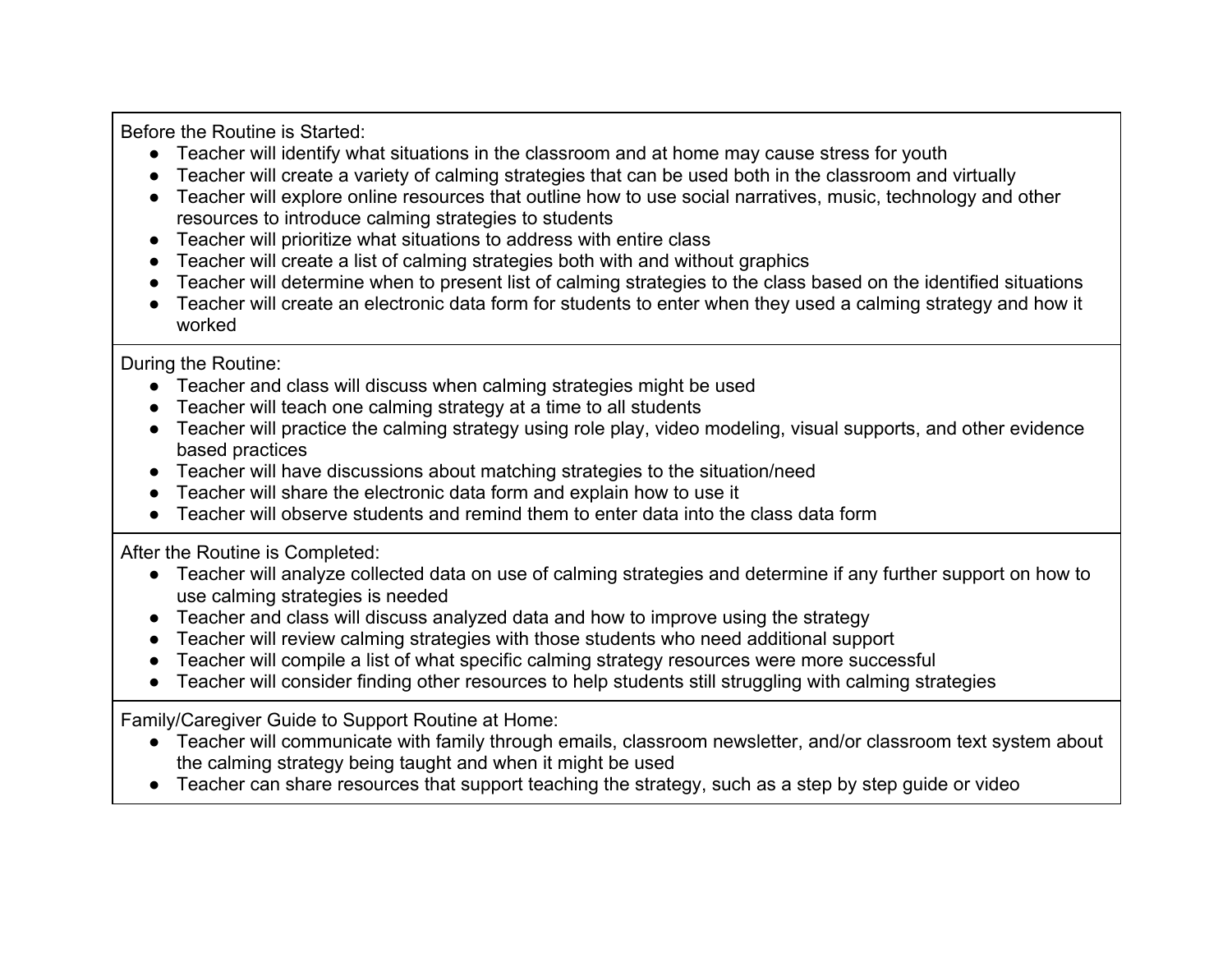Before the Routine is Started:

- Teacher will identify what situations in the classroom and at home may cause stress for youth
- Teacher will create a variety of calming strategies that can be used both in the classroom and virtually
- Teacher will explore online resources that outline how to use social narratives, music, technology and other resources to introduce calming strategies to students
- Teacher will prioritize what situations to address with entire class
- Teacher will create a list of calming strategies both with and without graphics
- Teacher will determine when to present list of calming strategies to the class based on the identified situations
- Teacher will create an electronic data form for students to enter when they used a calming strategy and how it worked

During the Routine:

- Teacher and class will discuss when calming strategies might be used
- Teacher will teach one calming strategy at a time to all students
- Teacher will practice the calming strategy using role play, video modeling, visual supports, and other evidence based practices
- Teacher will have discussions about matching strategies to the situation/need
- Teacher will share the electronic data form and explain how to use it
- Teacher will observe students and remind them to enter data into the class data form

After the Routine is Completed:

- Teacher will analyze collected data on use of calming strategies and determine if any further support on how to use calming strategies is needed
- Teacher and class will discuss analyzed data and how to improve using the strategy
- Teacher will review calming strategies with those students who need additional support
- Teacher will compile a list of what specific calming strategy resources were more successful
- Teacher will consider finding other resources to help students still struggling with calming strategies

Family/Caregiver Guide to Support Routine at Home:

- Teacher will communicate with family through emails, classroom newsletter, and/or classroom text system about the calming strategy being taught and when it might be used
- Teacher can share resources that support teaching the strategy, such as a step by step guide or video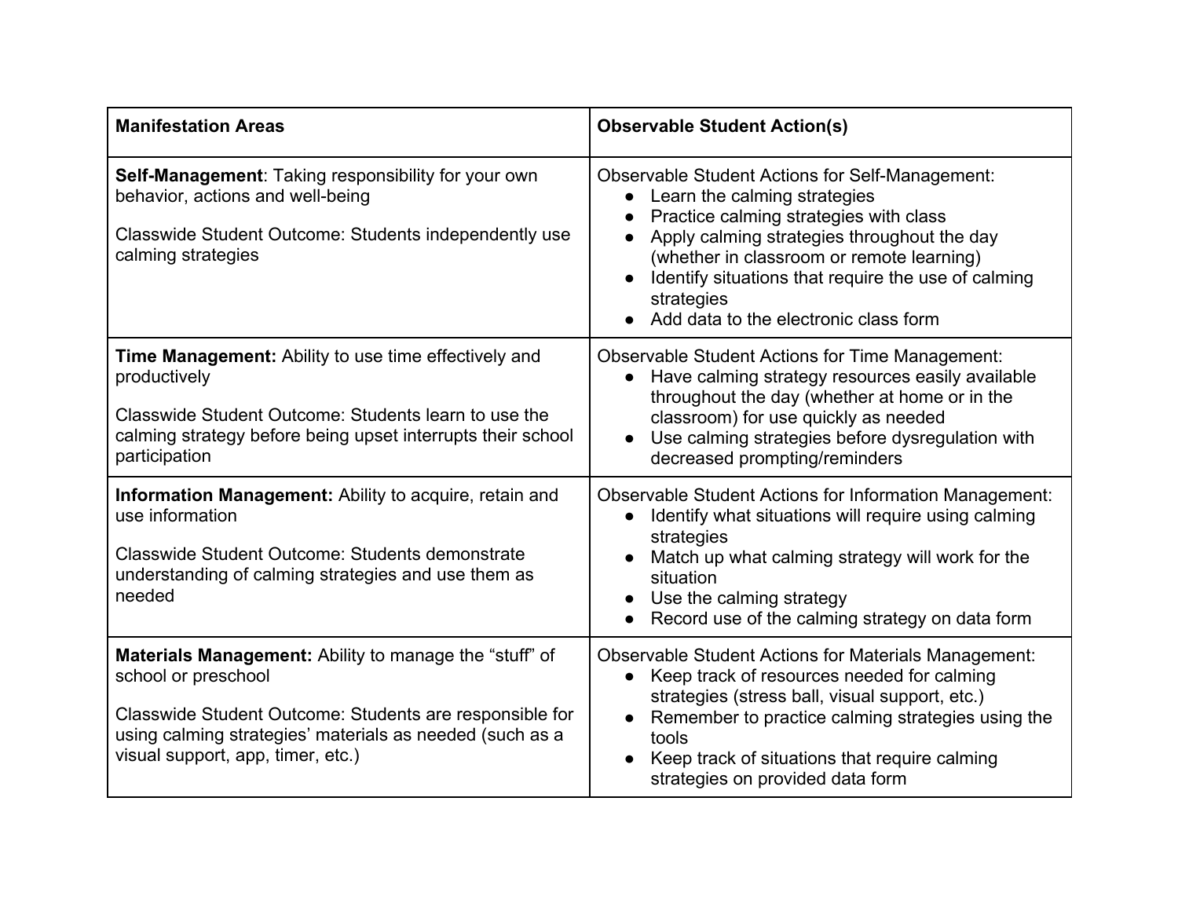| Manifestation Areas | Observable Student Action(s) |
| --- | --- |
| **Self-Management**: Taking responsibility for your own behavior, actions and well-being<br><br>Classwide Student Outcome: Students independently use calming strategies | Observable Student Actions for Self-Management:<br>● Learn the calming strategies<br>● Practice calming strategies with class<br>● Apply calming strategies throughout the day (whether in classroom or remote learning)<br>● Identify situations that require the use of calming strategies<br>● Add data to the electronic class form |
| **Time Management:** Ability to use time effectively and productively<br><br>Classwide Student Outcome: Students learn to use the calming strategy before being upset interrupts their school participation | Observable Student Actions for Time Management:<br>● Have calming strategy resources easily available throughout the day (whether at home or in the classroom) for use quickly as needed<br>● Use calming strategies before dysregulation with decreased prompting/reminders |
| **Information Management:** Ability to acquire, retain and use information<br><br>Classwide Student Outcome: Students demonstrate understanding of calming strategies and use them as needed | Observable Student Actions for Information Management:<br>● Identify what situations will require using calming strategies<br>● Match up what calming strategy will work for the situation<br>● Use the calming strategy<br>● Record use of the calming strategy on data form |
| **Materials Management:** Ability to manage the "stuff" of school or preschool<br><br>Classwide Student Outcome: Students are responsible for using calming strategies' materials as needed (such as a visual support, app, timer, etc.) | Observable Student Actions for Materials Management:<br>● Keep track of resources needed for calming strategies (stress ball, visual support, etc.)<br>● Remember to practice calming strategies using the tools<br>● Keep track of situations that require calming strategies on provided data form |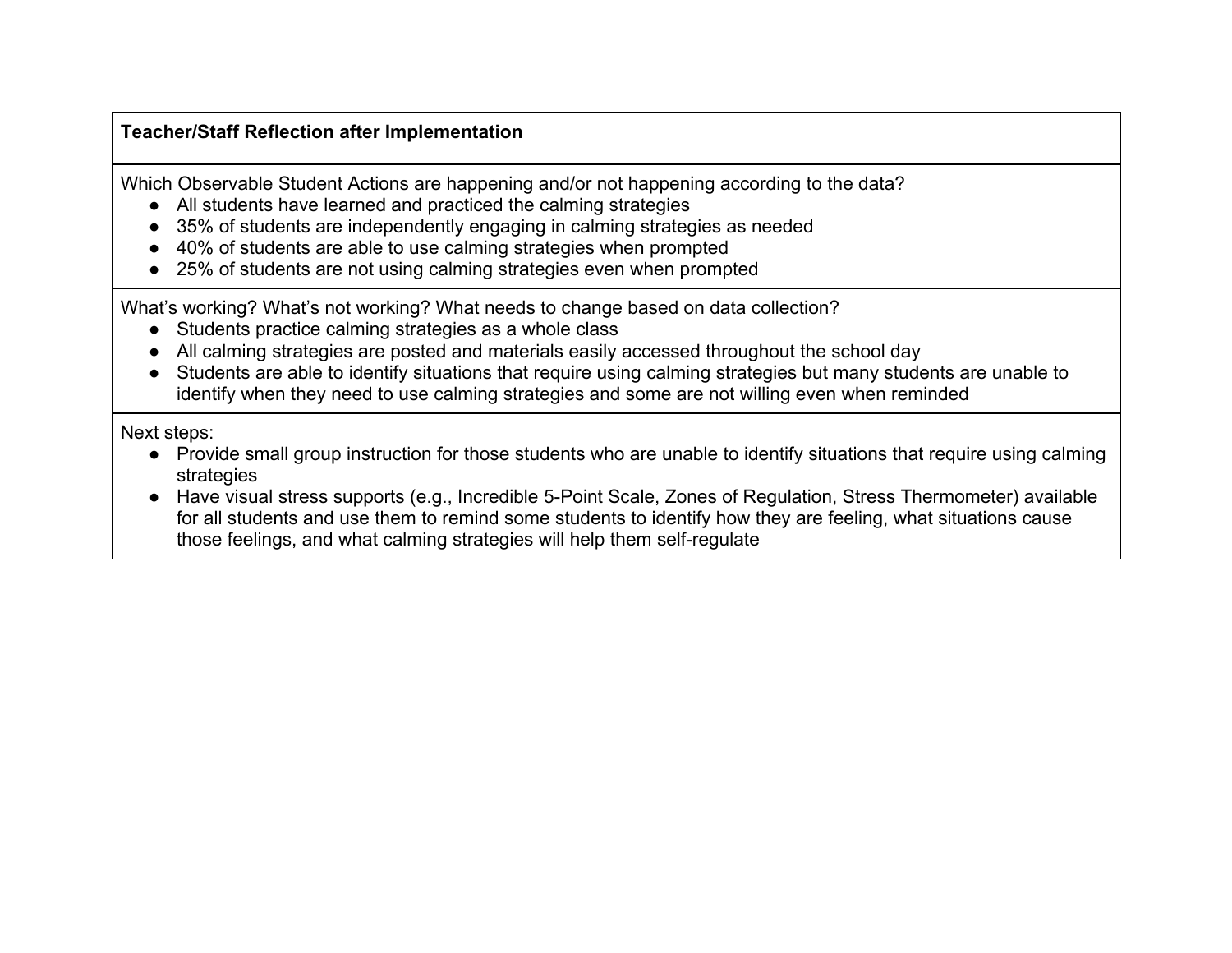**Teacher/Staff Reflection after Implementation**

Which Observable Student Actions are happening and/or not happening according to the data?

- All students have learned and practiced the calming strategies
- 35% of students are independently engaging in calming strategies as needed
- 40% of students are able to use calming strategies when prompted
- 25% of students are not using calming strategies even when prompted

What's working? What's not working? What needs to change based on data collection?

- Students practice calming strategies as a whole class
- All calming strategies are posted and materials easily accessed throughout the school day
- Students are able to identify situations that require using calming strategies but many students are unable to identify when they need to use calming strategies and some are not willing even when reminded

Next steps:

- Provide small group instruction for those students who are unable to identify situations that require using calming strategies
- Have visual stress supports (e.g., Incredible 5-Point Scale, Zones of Regulation, Stress Thermometer) available for all students and use them to remind some students to identify how they are feeling, what situations cause those feelings, and what calming strategies will help them self-regulate